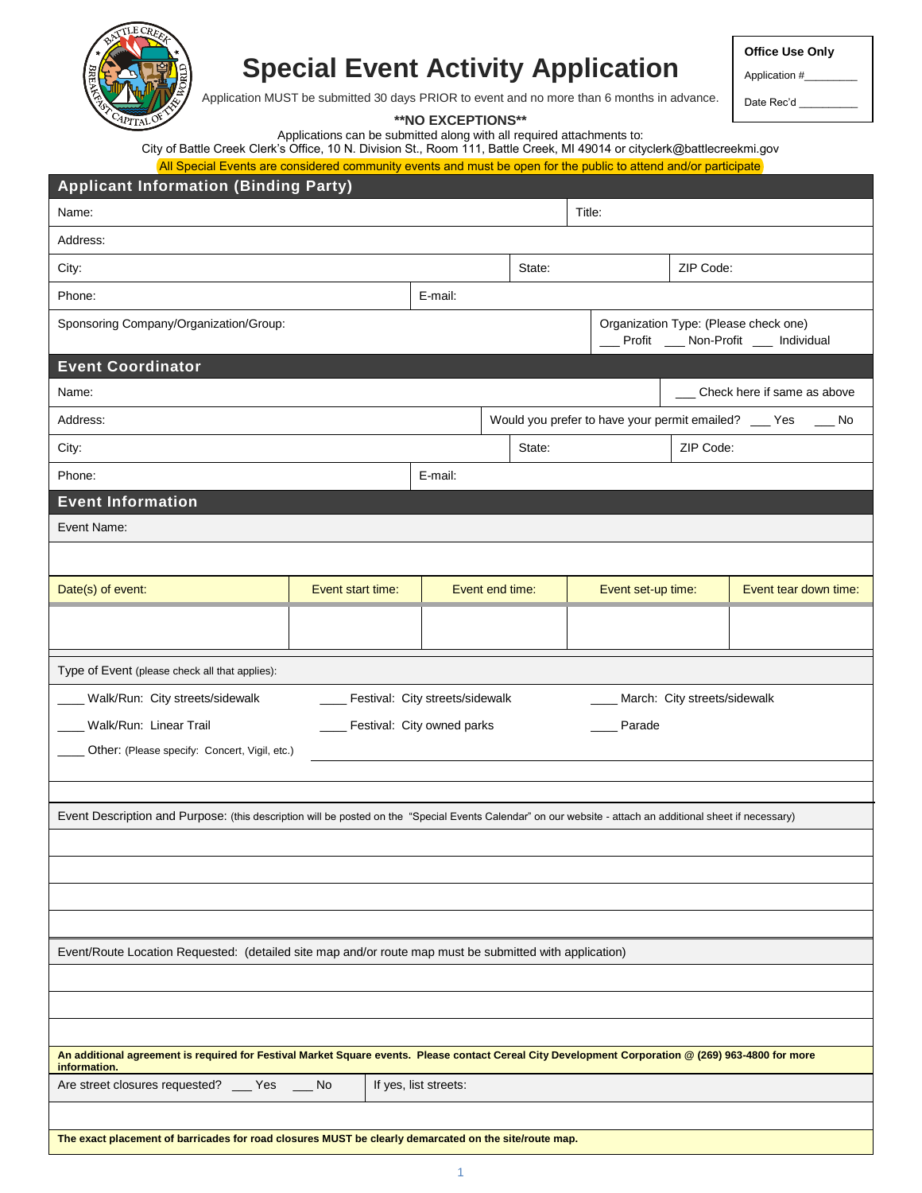# Special Event Activity Application

Application MUST be submitted 30 days PRIOR to event and no more than 6 months in advance.

**Office Use Only**

Application #_________

Date Rec'd __________

****NO EXCEPTIONS****

Applications can be submitted along with all required attachments to:
City of Battle Creek Clerk's Office, 10 N. Division St., Room 111, Battle Creek, MI 49014 or cityclerk@battlecreekmi.gov

All Special Events are considered community events and must be open for the public to attend and/or participate

## Applicant Information (Binding Party)

| Name: | | Title: |
|---|---|---|
| Address: | | |
| City: | State: | ZIP Code: |
| Phone: | E-mail: | |
| Sponsoring Company/Organization/Group: | Organization Type: (Please check one) ___ Profit ___ Non-Profit ___ Individual | |

## Event Coordinator

| Name: | | ___ Check here if same as above |
|---|---|---|
| Address: | Would you prefer to have your permit emailed? ___ Yes ___ No | |
| City: | State: | ZIP Code: |
| Phone: | E-mail: | |

## Event Information

Event Name:

| Date(s) of event: | Event start time: | Event end time: | Event set-up time: | Event tear down time: |
|---|---|---|---|---|
| | | | | |

Type of Event (please check all that applies):

____ Walk/Run: City streets/sidewalk ____ Festival: City streets/sidewalk ____ March: City streets/sidewalk

____ Walk/Run: Linear Trail ____ Festival: City owned parks ____ Parade

____ Other: (Please specify: Concert, Vigil, etc.) ________________________________

Event Description and Purpose: (this description will be posted on the "Special Events Calendar" on our website - attach an additional sheet if necessary)

Event/Route Location Requested: (detailed site map and/or route map must be submitted with application)

**An additional agreement is required for Festival Market Square events. Please contact Cereal City Development Corporation @ (269) 963-4800 for more information.**

Are street closures requested? ___ Yes ___ No If yes, list streets:

**The exact placement of barricades for road closures MUST be clearly demarcated on the site/route map.**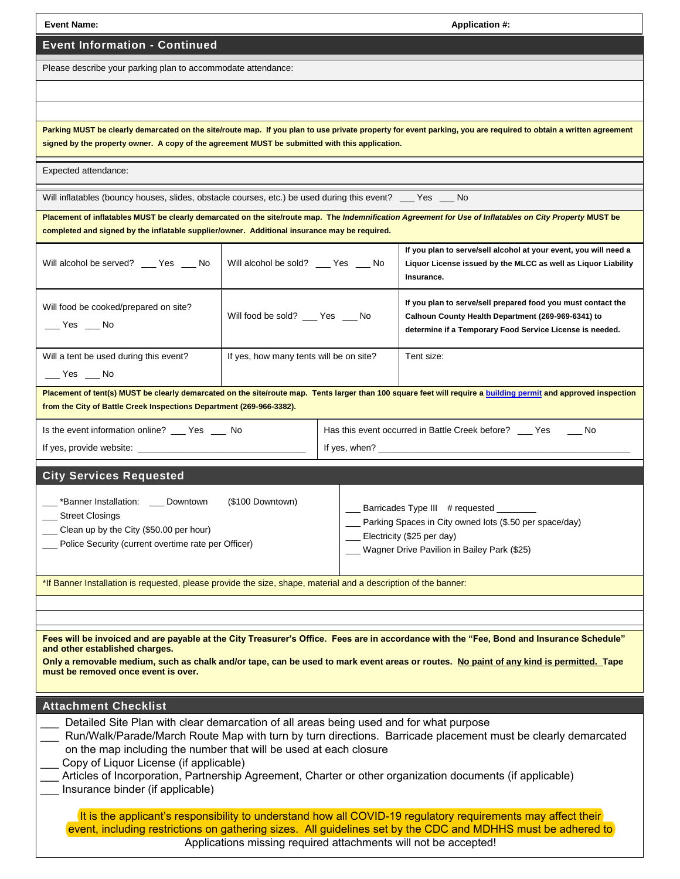**Event Name:** **Application #:**

## Event Information - Continued

Please describe your parking plan to accommodate attendance:

**Parking MUST be clearly demarcated on the site/route map. If you plan to use private property for event parking, you are required to obtain a written agreement signed by the property owner. A copy of the agreement MUST be submitted with this application.**

Expected attendance:

Will inflatables (bouncy houses, slides, obstacle courses, etc.) be used during this event? ___ Yes ___ No

**Placement of inflatables MUST be clearly demarcated on the site/route map. The *Indemnification Agreement for Use of Inflatables on City Property* MUST be completed and signed by the inflatable supplier/owner. Additional insurance may be required.**

| | | |
|---|---|---|
| Will alcohol be served? ___ Yes ___ No | Will alcohol be sold? ___ Yes ___ No | **If you plan to serve/sell alcohol at your event, you will need a Liquor License issued by the MLCC as well as Liquor Liability Insurance.** |
| Will food be cooked/prepared on site? ___ Yes ___ No | Will food be sold? ___ Yes ___ No | **If you plan to serve/sell prepared food you must contact the Calhoun County Health Department (269-969-6341) to determine if a Temporary Food Service License is needed.** |
| Will a tent be used during this event? ___ Yes ___ No | If yes, how many tents will be on site? | Tent size: |

**Placement of tent(s) MUST be clearly demarcated on the site/route map. Tents larger than 100 square feet will require a building permit and approved inspection from the City of Battle Creek Inspections Department (269-966-3382).**

| | |
|---|---|
| Is the event information online? ___ Yes ___ No<br>If yes, provide website: ________________________________ | Has this event occurred in Battle Creek before? ___ Yes ___ No<br>If yes, when? ______________________________________________ |

## City Services Requested

___ *Banner Installation: ___ Downtown ($100 Downtown)
___ Street Closings
___ Clean up by the City ($50.00 per hour)
___ Police Security (current overtime rate per Officer)

___ Barricades Type III # requested ________
___ Parking Spaces in City owned lots ($.50 per space/day)
___ Electricity ($25 per day)
___ Wagner Drive Pavilion in Bailey Park ($25)

*If Banner Installation is requested, please provide the size, shape, material and a description of the banner:

**Fees will be invoiced and are payable at the City Treasurer's Office. Fees are in accordance with the "Fee, Bond and Insurance Schedule" and other established charges.**

**Only a removable medium, such as chalk and/or tape, can be used to mark event areas or routes. No paint of any kind is permitted. Tape must be removed once event is over.**

## Attachment Checklist

___ Detailed Site Plan with clear demarcation of all areas being used and for what purpose
___ Run/Walk/Parade/March Route Map with turn by turn directions. Barricade placement must be clearly demarcated on the map including the number that will be used at each closure
___ Copy of Liquor License (if applicable)
___ Articles of Incorporation, Partnership Agreement, Charter or other organization documents (if applicable)
___ Insurance binder (if applicable)

It is the applicant's responsibility to understand how all COVID-19 regulatory requirements may affect their event, including restrictions on gathering sizes. All guidelines set by the CDC and MDHHS must be adhered to

Applications missing required attachments will not be accepted!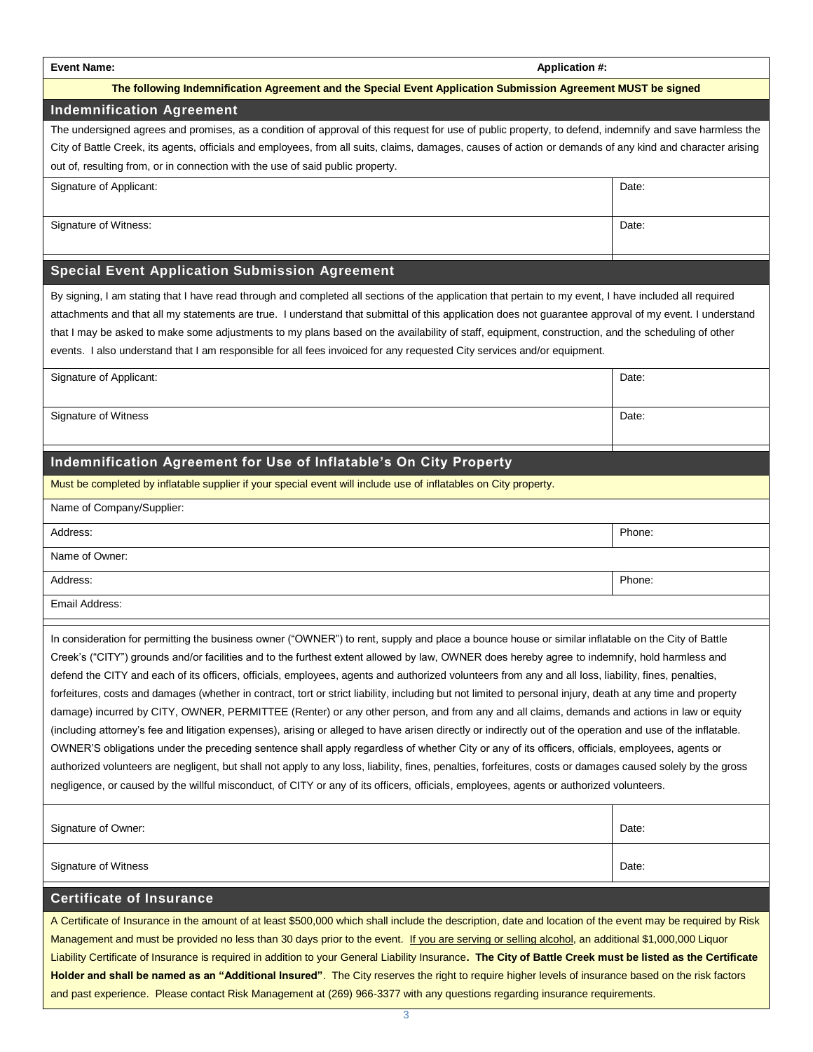| Event Name: | Application #: |
|---|---|

**The following Indemnification Agreement and the Special Event Application Submission Agreement MUST be signed**

## Indemnification Agreement

The undersigned agrees and promises, as a condition of approval of this request for use of public property, to defend, indemnify and save harmless the City of Battle Creek, its agents, officials and employees, from all suits, claims, damages, causes of action or demands of any kind and character arising out of, resulting from, or in connection with the use of said public property.

| Signature of Applicant: | Date: |
|---|---|
| Signature of Witness: | Date: |

## Special Event Application Submission Agreement

By signing, I am stating that I have read through and completed all sections of the application that pertain to my event, I have included all required attachments and that all my statements are true. I understand that submittal of this application does not guarantee approval of my event. I understand that I may be asked to make some adjustments to my plans based on the availability of staff, equipment, construction, and the scheduling of other events. I also understand that I am responsible for all fees invoiced for any requested City services and/or equipment.

| Signature of Applicant: | Date: |
|---|---|
| Signature of Witness | Date: |

## Indemnification Agreement for Use of Inflatable's On City Property

Must be completed by inflatable supplier if your special event will include use of inflatables on City property.

| Name of Company/Supplier: | |
|---|---|
| Address: | Phone: |
| Name of Owner: | |
| Address: | Phone: |
| Email Address: | |

In consideration for permitting the business owner ("OWNER") to rent, supply and place a bounce house or similar inflatable on the City of Battle Creek's ("CITY") grounds and/or facilities and to the furthest extent allowed by law, OWNER does hereby agree to indemnify, hold harmless and defend the CITY and each of its officers, officials, employees, agents and authorized volunteers from any and all loss, liability, fines, penalties, forfeitures, costs and damages (whether in contract, tort or strict liability, including but not limited to personal injury, death at any time and property damage) incurred by CITY, OWNER, PERMITTEE (Renter) or any other person, and from any and all claims, demands and actions in law or equity (including attorney's fee and litigation expenses), arising or alleged to have arisen directly or indirectly out of the operation and use of the inflatable. OWNER'S obligations under the preceding sentence shall apply regardless of whether City or any of its officers, officials, employees, agents or authorized volunteers are negligent, but shall not apply to any loss, liability, fines, penalties, forfeitures, costs or damages caused solely by the gross negligence, or caused by the willful misconduct, of CITY or any of its officers, officials, employees, agents or authorized volunteers.

| Signature of Owner: | Date: |
|---|---|
| Signature of Witness | Date: |

## Certificate of Insurance

A Certificate of Insurance in the amount of at least $500,000 which shall include the description, date and location of the event may be required by Risk Management and must be provided no less than 30 days prior to the event. If you are serving or selling alcohol, an additional $1,000,000 Liquor Liability Certificate of Insurance is required in addition to your General Liability Insurance**. The City of Battle Creek must be listed as the Certificate Holder and shall be named as an "Additional Insured"**. The City reserves the right to require higher levels of insurance based on the risk factors and past experience. Please contact Risk Management at (269) 966-3377 with any questions regarding insurance requirements.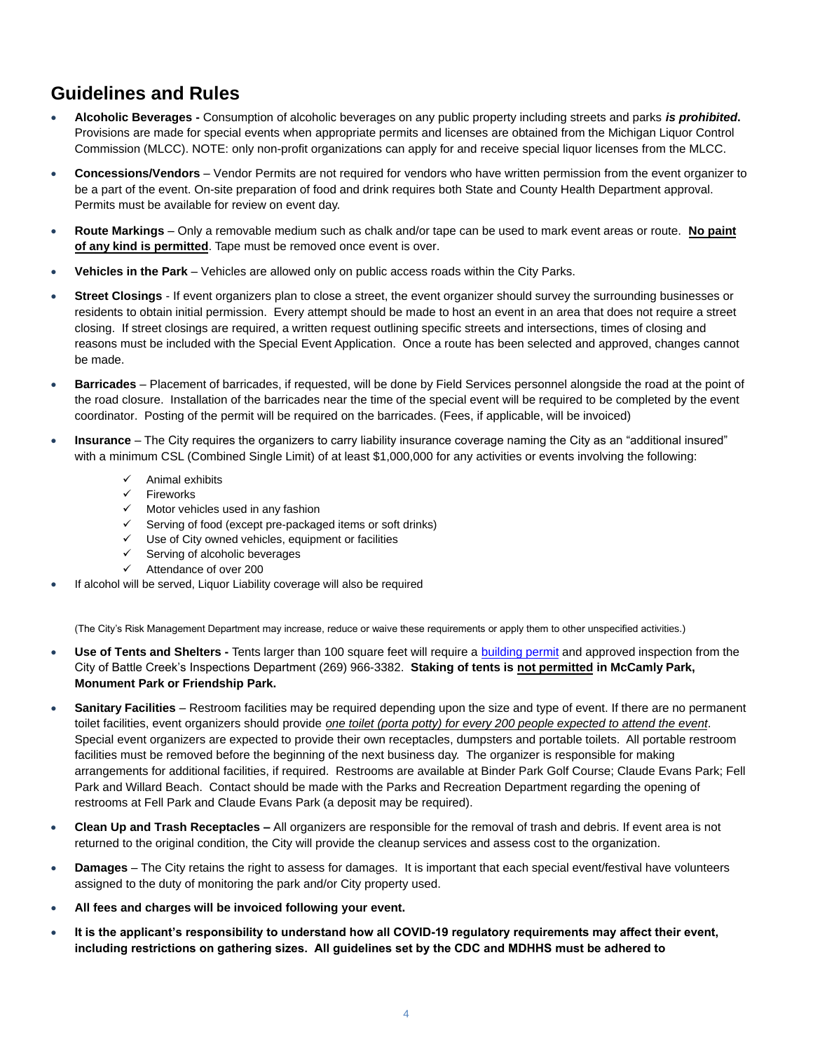## Guidelines and Rules

- **Alcoholic Beverages -** Consumption of alcoholic beverages on any public property including streets and parks ***is prohibited*.** Provisions are made for special events when appropriate permits and licenses are obtained from the Michigan Liquor Control Commission (MLCC). NOTE: only non-profit organizations can apply for and receive special liquor licenses from the MLCC.
- **Concessions/Vendors** – Vendor Permits are not required for vendors who have written permission from the event organizer to be a part of the event. On-site preparation of food and drink requires both State and County Health Department approval. Permits must be available for review on event day.
- **Route Markings** – Only a removable medium such as chalk and/or tape can be used to mark event areas or route. **<u>No paint of any kind is permitted</u>**. Tape must be removed once event is over.
- **Vehicles in the Park** – Vehicles are allowed only on public access roads within the City Parks.
- **Street Closings** - If event organizers plan to close a street, the event organizer should survey the surrounding businesses or residents to obtain initial permission. Every attempt should be made to host an event in an area that does not require a street closing. If street closings are required, a written request outlining specific streets and intersections, times of closing and reasons must be included with the Special Event Application. Once a route has been selected and approved, changes cannot be made.
- **Barricades** – Placement of barricades, if requested, will be done by Field Services personnel alongside the road at the point of the road closure. Installation of the barricades near the time of the special event will be required to be completed by the event coordinator. Posting of the permit will be required on the barricades. (Fees, if applicable, will be invoiced)
- **Insurance** – The City requires the organizers to carry liability insurance coverage naming the City as an "additional insured" with a minimum CSL (Combined Single Limit) of at least $1,000,000 for any activities or events involving the following:
  - ✓ Animal exhibits
  - ✓ Fireworks
  - ✓ Motor vehicles used in any fashion
  - ✓ Serving of food (except pre-packaged items or soft drinks)
  - ✓ Use of City owned vehicles, equipment or facilities
  - ✓ Serving of alcoholic beverages
  - ✓ Attendance of over 200
- If alcohol will be served, Liquor Liability coverage will also be required

(The City's Risk Management Department may increase, reduce or waive these requirements or apply them to other unspecified activities.)

- **Use of Tents and Shelters -** Tents larger than 100 square feet will require a [building permit] and approved inspection from the City of Battle Creek's Inspections Department (269) 966-3382. **Staking of tents is <u>not permitted</u> in McCamly Park, Monument Park or Friendship Park.**
- **Sanitary Facilities** – Restroom facilities may be required depending upon the size and type of event. If there are no permanent toilet facilities, event organizers should provide *<u>one toilet (porta potty) for every 200 people expected to attend the event</u>*. Special event organizers are expected to provide their own receptacles, dumpsters and portable toilets. All portable restroom facilities must be removed before the beginning of the next business day. The organizer is responsible for making arrangements for additional facilities, if required. Restrooms are available at Binder Park Golf Course; Claude Evans Park; Fell Park and Willard Beach. Contact should be made with the Parks and Recreation Department regarding the opening of restrooms at Fell Park and Claude Evans Park (a deposit may be required).
- **Clean Up and Trash Receptacles –** All organizers are responsible for the removal of trash and debris. If event area is not returned to the original condition, the City will provide the cleanup services and assess cost to the organization.
- **Damages** – The City retains the right to assess for damages. It is important that each special event/festival have volunteers assigned to the duty of monitoring the park and/or City property used.
- **All fees and charges will be invoiced following your event.**
- **It is the applicant's responsibility to understand how all COVID-19 regulatory requirements may affect their event, including restrictions on gathering sizes. All guidelines set by the CDC and MDHHS must be adhered to**